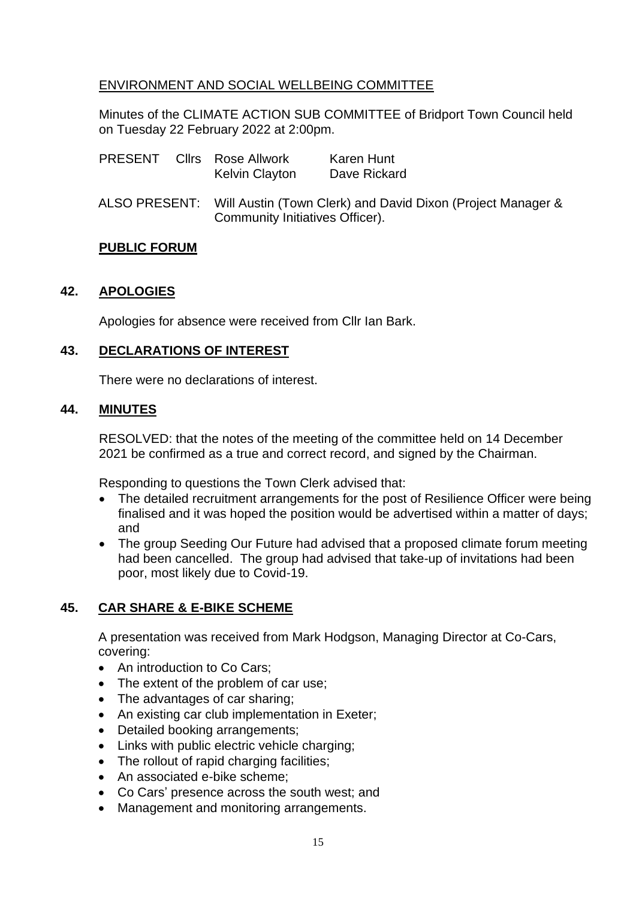## ENVIRONMENT AND SOCIAL WELLBEING COMMITTEE

Minutes of the CLIMATE ACTION SUB COMMITTEE of Bridport Town Council held on Tuesday 22 February 2022 at 2:00pm.

| PRESENT | Cllrs | Rose Allwork | Karen Hunt |
|---|---|---|---|
| | | Kelvin Clayton | Dave Rickard |

ALSO PRESENT: Will Austin (Town Clerk) and David Dixon (Project Manager & Community Initiatives Officer).

### PUBLIC FORUM

### 42. APOLOGIES

Apologies for absence were received from Cllr Ian Bark.

### 43. DECLARATIONS OF INTEREST

There were no declarations of interest.

### 44. MINUTES

RESOLVED: that the notes of the meeting of the committee held on 14 December 2021 be confirmed as a true and correct record, and signed by the Chairman.

Responding to questions the Town Clerk advised that:

- The detailed recruitment arrangements for the post of Resilience Officer were being finalised and it was hoped the position would be advertised within a matter of days; and
- The group Seeding Our Future had advised that a proposed climate forum meeting had been cancelled. The group had advised that take-up of invitations had been poor, most likely due to Covid-19.

### 45. CAR SHARE & E-BIKE SCHEME

A presentation was received from Mark Hodgson, Managing Director at Co-Cars, covering:

- An introduction to Co Cars;
- The extent of the problem of car use;
- The advantages of car sharing;
- An existing car club implementation in Exeter;
- Detailed booking arrangements;
- Links with public electric vehicle charging;
- The rollout of rapid charging facilities;
- An associated e-bike scheme;
- Co Cars' presence across the south west; and
- Management and monitoring arrangements.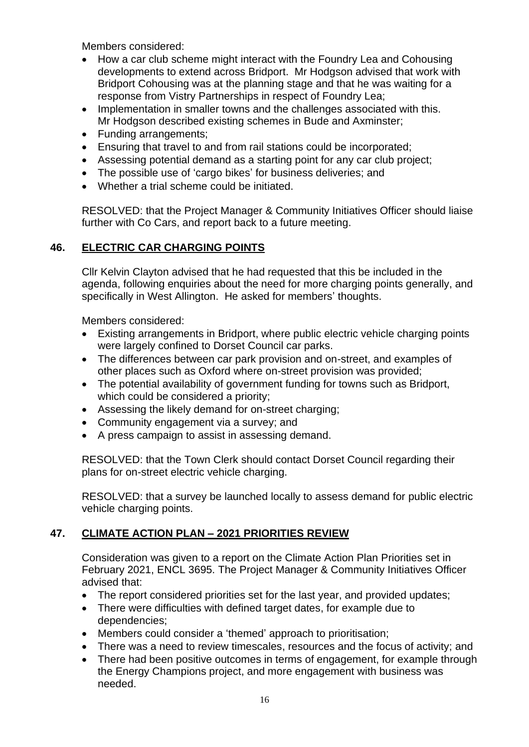Members considered:

- How a car club scheme might interact with the Foundry Lea and Cohousing developments to extend across Bridport. Mr Hodgson advised that work with Bridport Cohousing was at the planning stage and that he was waiting for a response from Vistry Partnerships in respect of Foundry Lea;
- Implementation in smaller towns and the challenges associated with this. Mr Hodgson described existing schemes in Bude and Axminster;
- Funding arrangements;
- Ensuring that travel to and from rail stations could be incorporated;
- Assessing potential demand as a starting point for any car club project;
- The possible use of 'cargo bikes' for business deliveries; and
- Whether a trial scheme could be initiated.

RESOLVED: that the Project Manager & Community Initiatives Officer should liaise further with Co Cars, and report back to a future meeting.

## 46. ELECTRIC CAR CHARGING POINTS

Cllr Kelvin Clayton advised that he had requested that this be included in the agenda, following enquiries about the need for more charging points generally, and specifically in West Allington. He asked for members' thoughts.

Members considered:

- Existing arrangements in Bridport, where public electric vehicle charging points were largely confined to Dorset Council car parks.
- The differences between car park provision and on-street, and examples of other places such as Oxford where on-street provision was provided;
- The potential availability of government funding for towns such as Bridport, which could be considered a priority;
- Assessing the likely demand for on-street charging;
- Community engagement via a survey; and
- A press campaign to assist in assessing demand.

RESOLVED: that the Town Clerk should contact Dorset Council regarding their plans for on-street electric vehicle charging.

RESOLVED: that a survey be launched locally to assess demand for public electric vehicle charging points.

## 47. CLIMATE ACTION PLAN – 2021 PRIORITIES REVIEW

Consideration was given to a report on the Climate Action Plan Priorities set in February 2021, ENCL 3695. The Project Manager & Community Initiatives Officer advised that:

- The report considered priorities set for the last year, and provided updates;
- There were difficulties with defined target dates, for example due to dependencies;
- Members could consider a 'themed' approach to prioritisation;
- There was a need to review timescales, resources and the focus of activity; and
- There had been positive outcomes in terms of engagement, for example through the Energy Champions project, and more engagement with business was needed.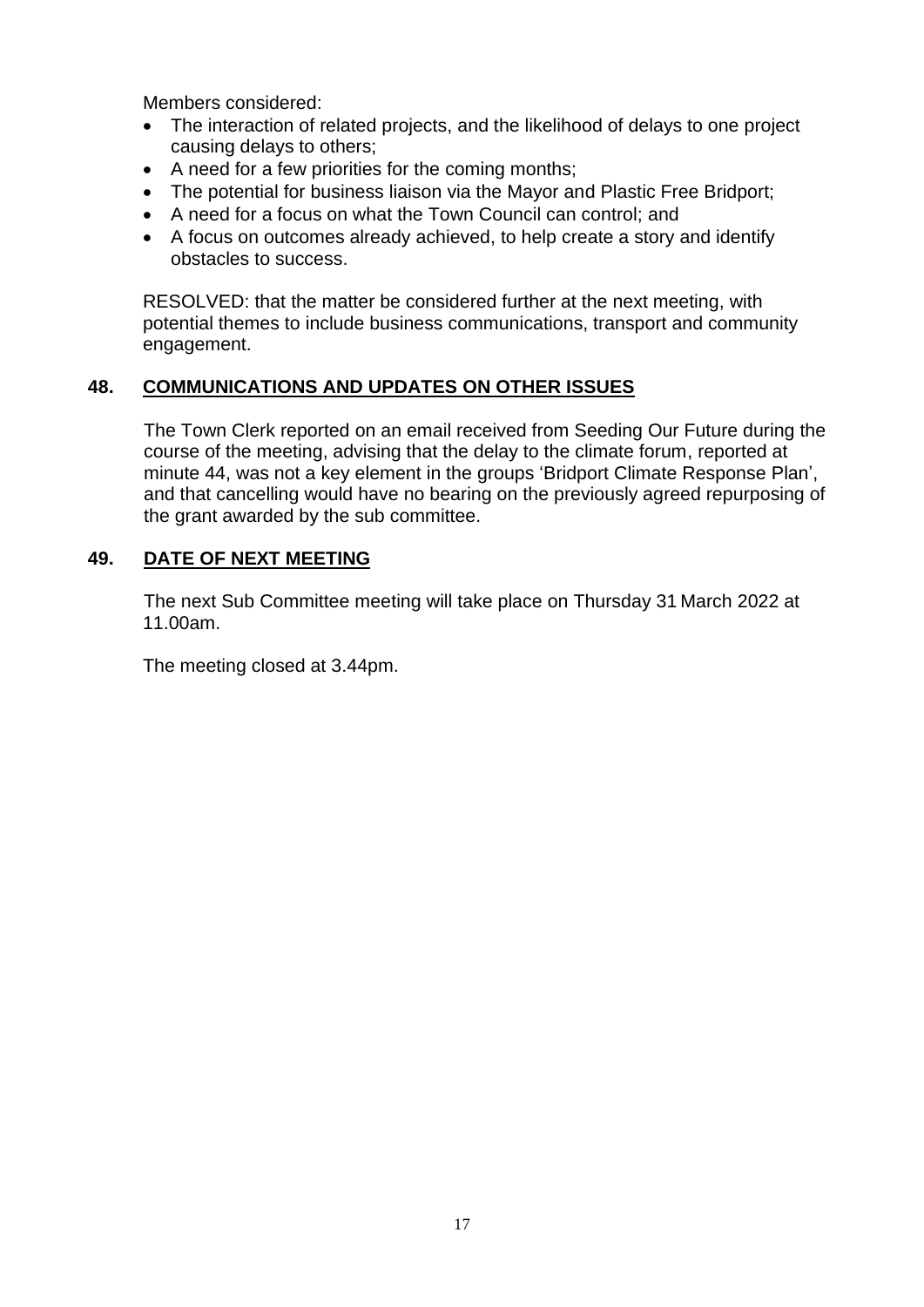Members considered:

- The interaction of related projects, and the likelihood of delays to one project causing delays to others;
- A need for a few priorities for the coming months;
- The potential for business liaison via the Mayor and Plastic Free Bridport;
- A need for a focus on what the Town Council can control; and
- A focus on outcomes already achieved, to help create a story and identify obstacles to success.

RESOLVED: that the matter be considered further at the next meeting, with potential themes to include business communications, transport and community engagement.

## 48. COMMUNICATIONS AND UPDATES ON OTHER ISSUES

The Town Clerk reported on an email received from Seeding Our Future during the course of the meeting, advising that the delay to the climate forum, reported at minute 44, was not a key element in the groups 'Bridport Climate Response Plan', and that cancelling would have no bearing on the previously agreed repurposing of the grant awarded by the sub committee.

## 49. DATE OF NEXT MEETING

The next Sub Committee meeting will take place on Thursday 31 March 2022 at 11.00am.

The meeting closed at 3.44pm.